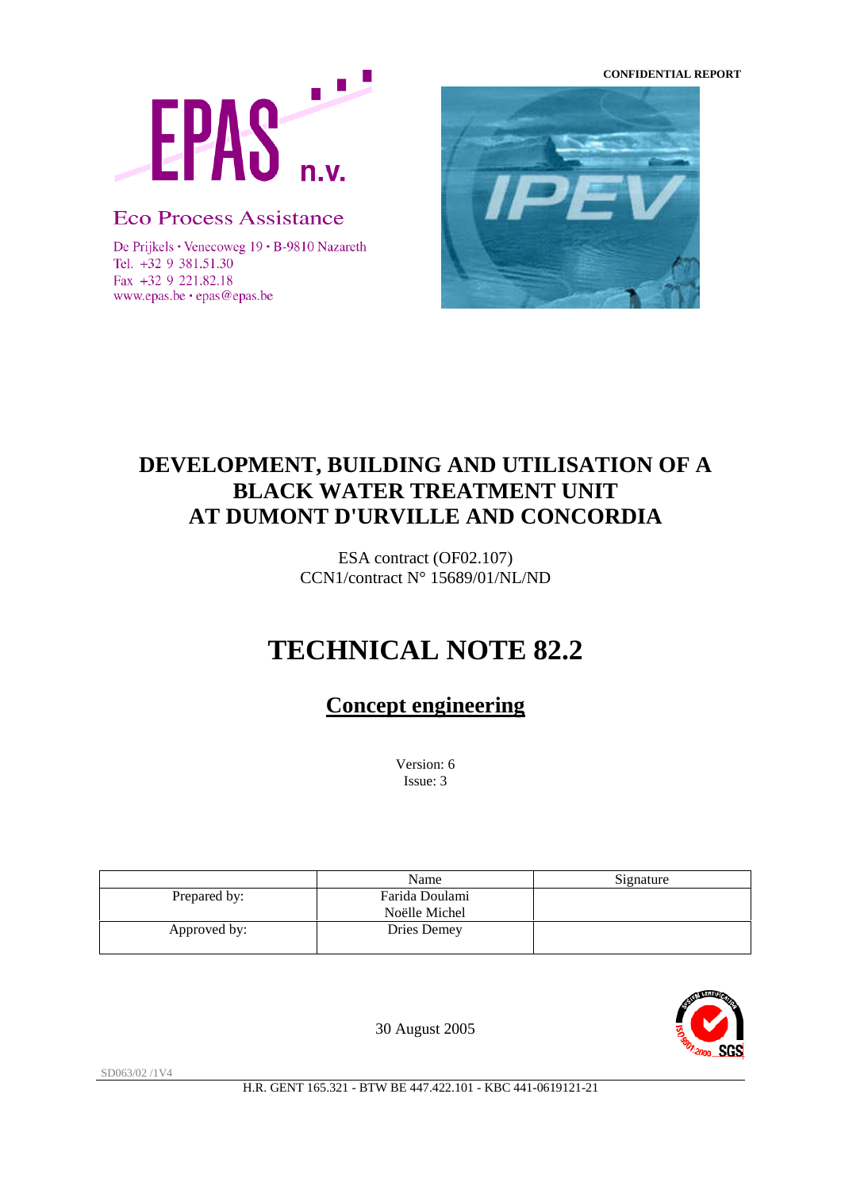**CONFIDENTIAL REPORT**

EPAS n.v.

Eco Process Assistance

De Prijkels · Venecoweg 19 · B-9810 Nazareth
Tel. +32 9 381.51.30
Fax +32 9 221.82.18
www.epas.be · epas@epas.be

IPEV

# DEVELOPMENT, BUILDING AND UTILISATION OF A BLACK WATER TREATMENT UNIT AT DUMONT D'URVILLE AND CONCORDIA

ESA contract (OF02.107)
CCN1/contract N° 15689/01/NL/ND

# TECHNICAL NOTE 82.2

## Concept engineering

Version: 6
Issue: 3

| | Name | Signature |
|---|---|---|
| Prepared by: | Farida Doulami<br>Noëlle Michel | |
| Approved by: | Dries Demey | |

30 August 2005

SD063/02 /1V4

H.R. GENT 165.321 - BTW BE 447.422.101 - KBC 441-0619121-21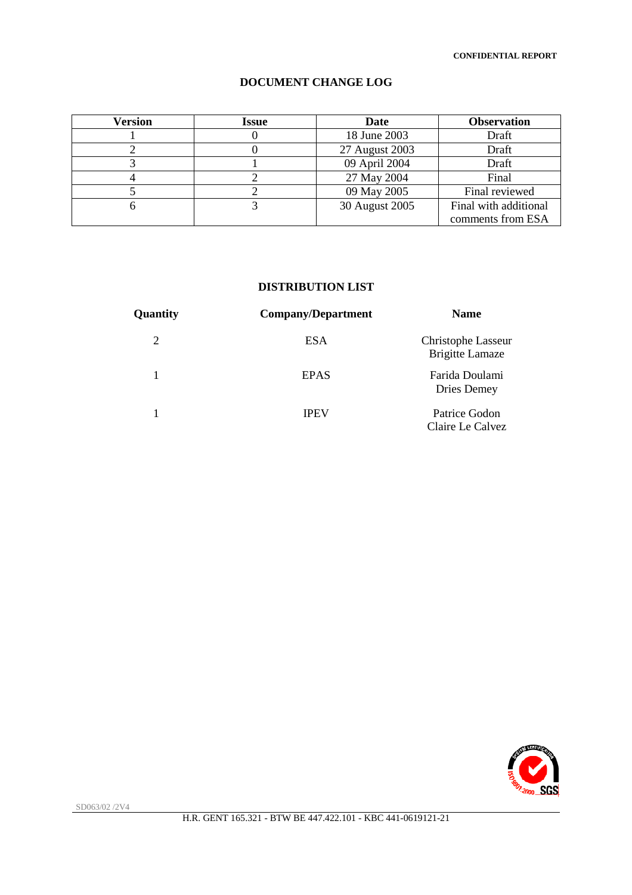CONFIDENTIAL REPORT

## DOCUMENT CHANGE LOG

| Version | Issue | Date | Observation |
|---|---|---|---|
| 1 | 0 | 18 June 2003 | Draft |
| 2 | 0 | 27 August 2003 | Draft |
| 3 | 1 | 09 April 2004 | Draft |
| 4 | 2 | 27 May 2004 | Final |
| 5 | 2 | 09 May 2005 | Final reviewed |
| 6 | 3 | 30 August 2005 | Final with additional comments from ESA |

## DISTRIBUTION LIST

| Quantity | Company/Department | Name |
|---|---|---|
| 2 | ESA | Christophe Lasseur<br>Brigitte Lamaze |
| 1 | EPAS | Farida Doulami<br>Dries Demey |
| 1 | IPEV | Patrice Godon<br>Claire Le Calvez |

SD063/02 /2V4

H.R. GENT 165.321 - BTW BE 447.422.101 - KBC 441-0619121-21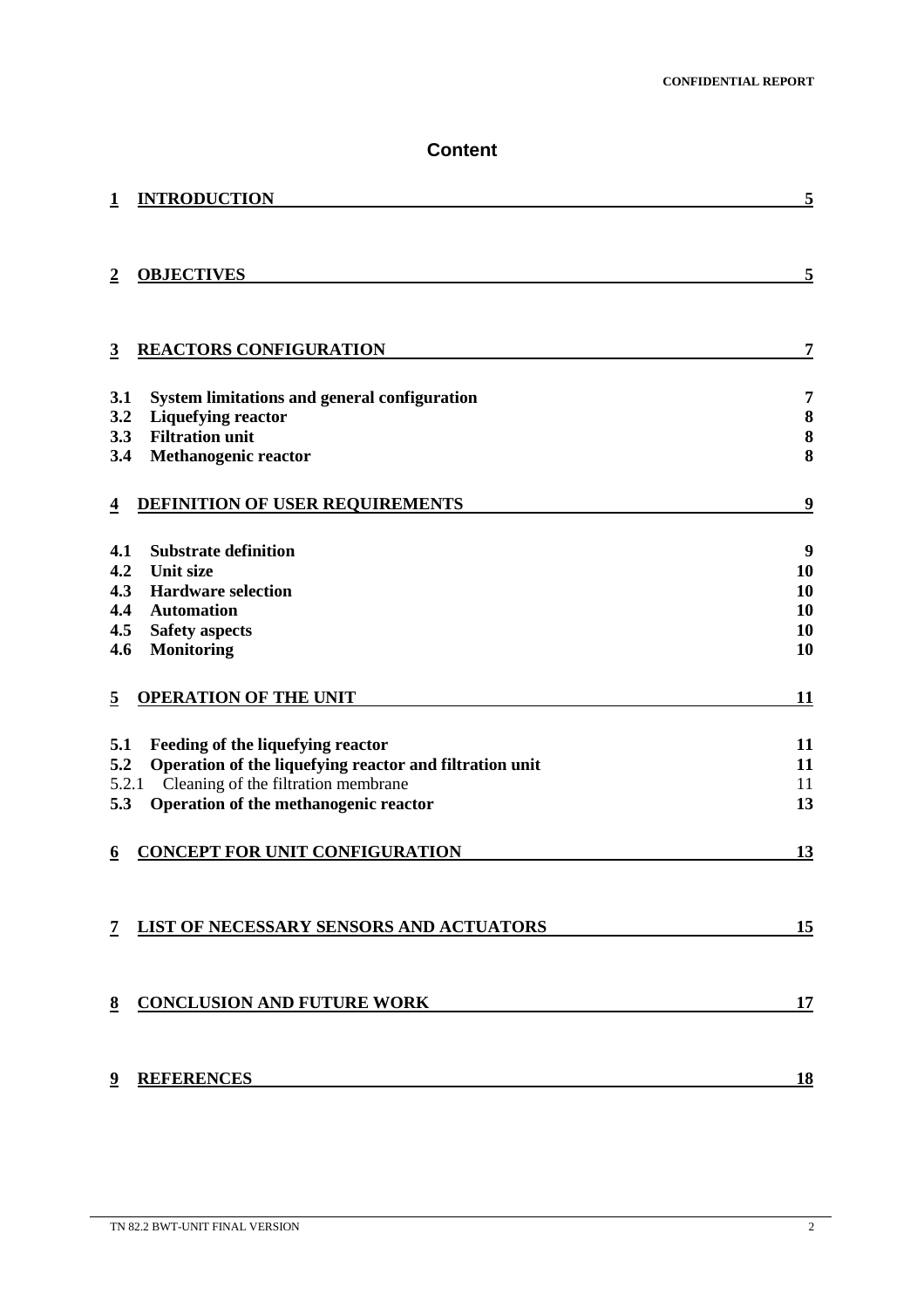# Content

| | | |
|---|---|---|
| **1** | **INTRODUCTION** | **5** |
| **2** | **OBJECTIVES** | **5** |
| **3** | **REACTORS CONFIGURATION** | **7** |
| **3.1** | **System limitations and general configuration** | **7** |
| **3.2** | **Liquefying reactor** | **8** |
| **3.3** | **Filtration unit** | **8** |
| **3.4** | **Methanogenic reactor** | **8** |
| **4** | **DEFINITION OF USER REQUIREMENTS** | **9** |
| **4.1** | **Substrate definition** | **9** |
| **4.2** | **Unit size** | **10** |
| **4.3** | **Hardware selection** | **10** |
| **4.4** | **Automation** | **10** |
| **4.5** | **Safety aspects** | **10** |
| **4.6** | **Monitoring** | **10** |
| **5** | **OPERATION OF THE UNIT** | **11** |
| **5.1** | **Feeding of the liquefying reactor** | **11** |
| **5.2** | **Operation of the liquefying reactor and filtration unit** | **11** |
| 5.2.1 | Cleaning of the filtration membrane | 11 |
| **5.3** | **Operation of the methanogenic reactor** | **13** |
| **6** | **CONCEPT FOR UNIT CONFIGURATION** | **13** |
| **7** | **LIST OF NECESSARY SENSORS AND ACTUATORS** | **15** |
| **8** | **CONCLUSION AND FUTURE WORK** | **17** |
| **9** | **REFERENCES** | **18** |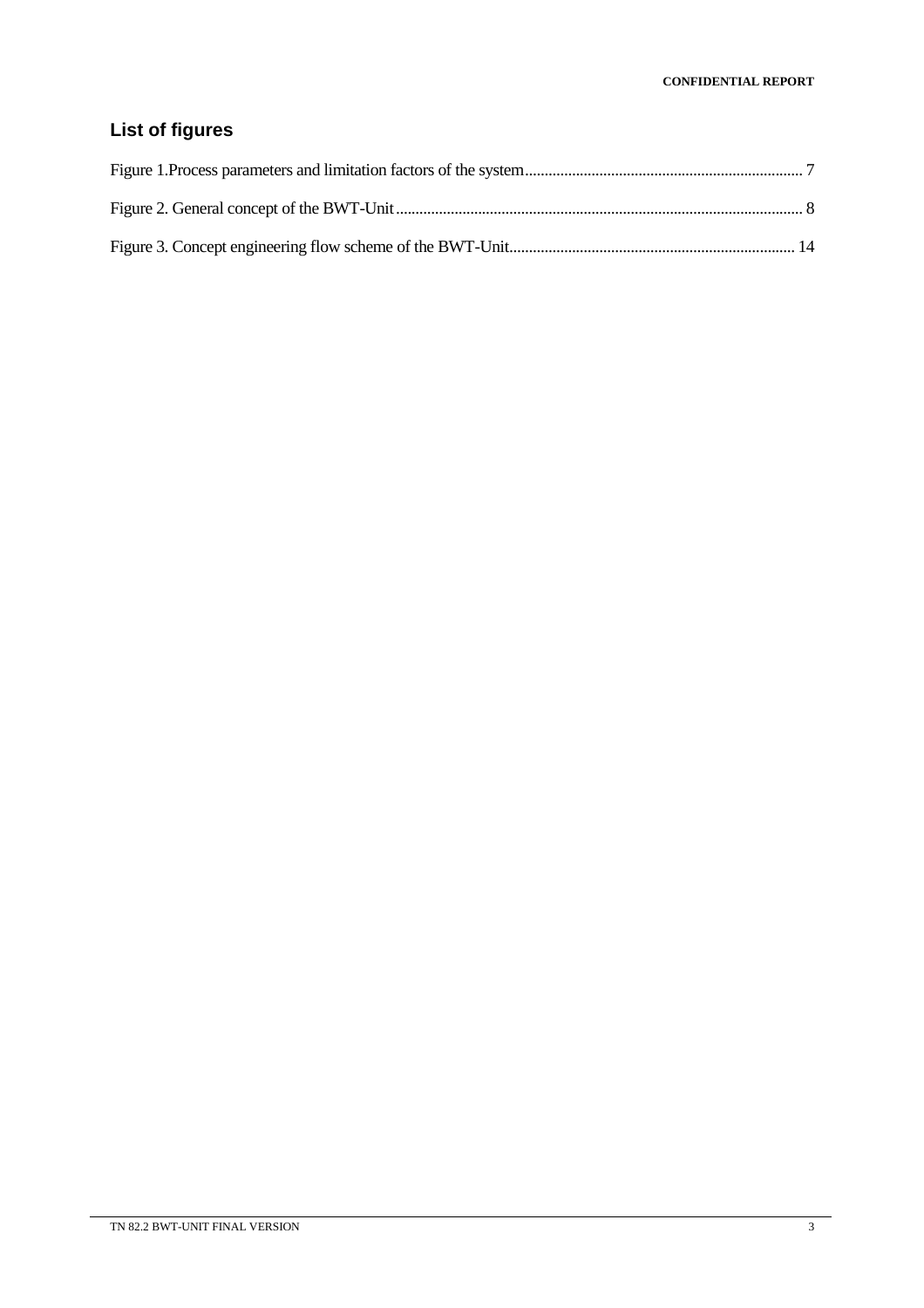## List of figures

Figure 1.Process parameters and limitation factors of the system ........................................................................ 7

Figure 2. General concept of the BWT-Unit ........................................................................................................ 8

Figure 3. Concept engineering flow scheme of the BWT-Unit ......................................................................... 14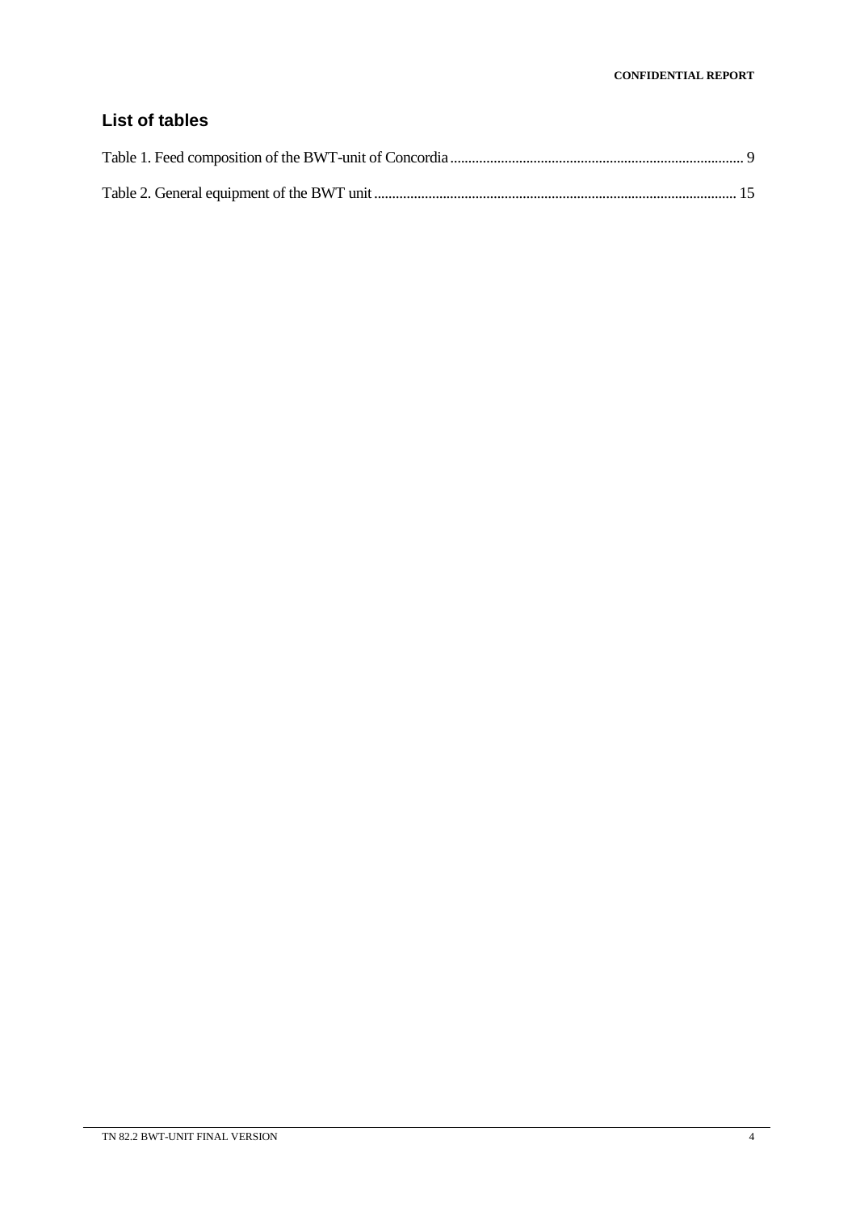## List of tables

Table 1. Feed composition of the BWT-unit of Concordia ........................................................................ 9

Table 2. General equipment of the BWT unit ........................................................................................ 15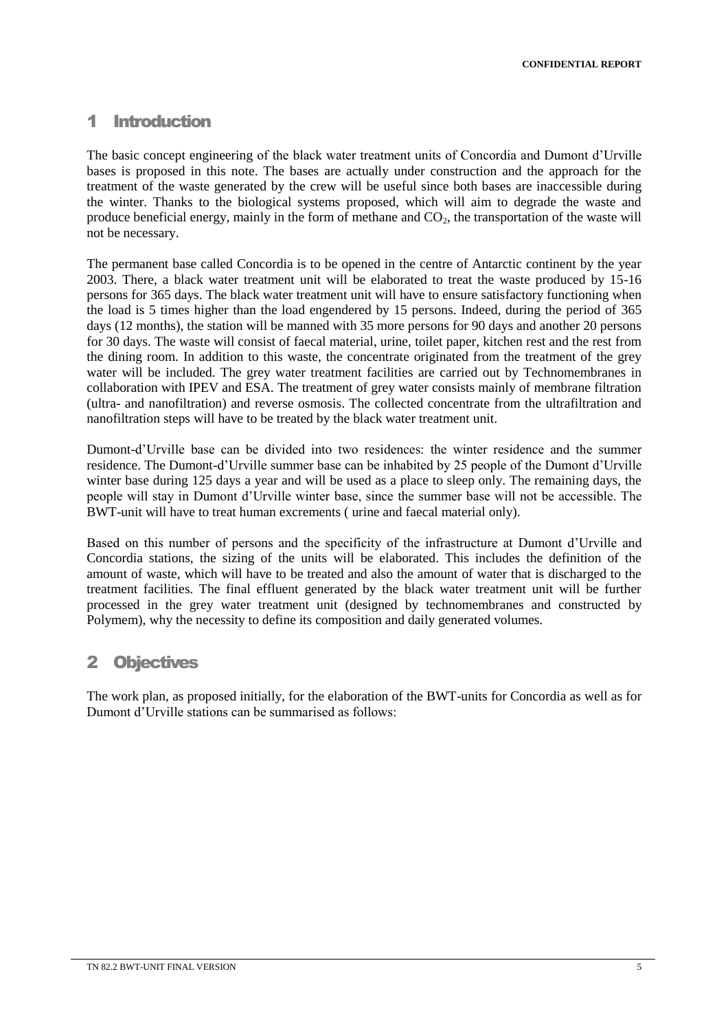# 1 Introduction

The basic concept engineering of the black water treatment units of Concordia and Dumont d'Urville bases is proposed in this note. The bases are actually under construction and the approach for the treatment of the waste generated by the crew will be useful since both bases are inaccessible during the winter. Thanks to the biological systems proposed, which will aim to degrade the waste and produce beneficial energy, mainly in the form of methane and $CO_2$, the transportation of the waste will not be necessary.

The permanent base called Concordia is to be opened in the centre of Antarctic continent by the year 2003. There, a black water treatment unit will be elaborated to treat the waste produced by 15-16 persons for 365 days. The black water treatment unit will have to ensure satisfactory functioning when the load is 5 times higher than the load engendered by 15 persons. Indeed, during the period of 365 days (12 months), the station will be manned with 35 more persons for 90 days and another 20 persons for 30 days. The waste will consist of faecal material, urine, toilet paper, kitchen rest and the rest from the dining room. In addition to this waste, the concentrate originated from the treatment of the grey water will be included. The grey water treatment facilities are carried out by Technomembranes in collaboration with IPEV and ESA. The treatment of grey water consists mainly of membrane filtration (ultra- and nanofiltration) and reverse osmosis. The collected concentrate from the ultrafiltration and nanofiltration steps will have to be treated by the black water treatment unit.

Dumont-d'Urville base can be divided into two residences: the winter residence and the summer residence. The Dumont-d'Urville summer base can be inhabited by 25 people of the Dumont d'Urville winter base during 125 days a year and will be used as a place to sleep only. The remaining days, the people will stay in Dumont d'Urville winter base, since the summer base will not be accessible. The BWT-unit will have to treat human excrements ( urine and faecal material only).

Based on this number of persons and the specificity of the infrastructure at Dumont d'Urville and Concordia stations, the sizing of the units will be elaborated. This includes the definition of the amount of waste, which will have to be treated and also the amount of water that is discharged to the treatment facilities. The final effluent generated by the black water treatment unit will be further processed in the grey water treatment unit (designed by technomembranes and constructed by Polymem), why the necessity to define its composition and daily generated volumes.

# 2 Objectives

The work plan, as proposed initially, for the elaboration of the BWT-units for Concordia as well as for Dumont d'Urville stations can be summarised as follows: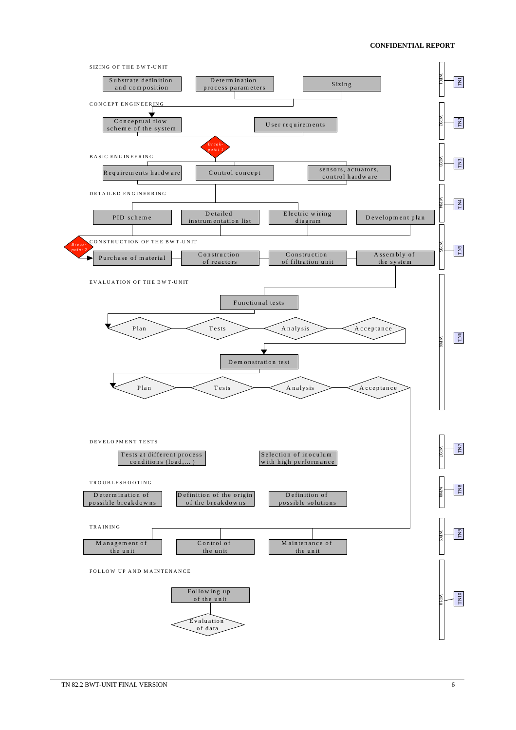CONFIDENTIAL REPORT

SIZING OF THE BWT-UNIT

- Substrate definition and composition
- Determination process parameters
- Sizing

WP01 — TN1

CONCEPT ENGINEERING

- Conceptual flow scheme of the system
- User requirements

WP02 — TN2

Break-point 1

BASIC ENGINEERING

- Requirements hardware
- Control concept
- sensors, actuators, control hardware

WP03 — TN3

DETAILED ENGINEERING

- PID scheme
- Detailed instrumentation list
- Electric wiring diagram
- Development plan

WP04 — TN4

Break-point 2

CONSTRUCTION OF THE BWT-UNIT

- Purchase of material
- Construction of reactors
- Construction of filtration unit
- Assembly of the system

WP05 — TN5

EVALUATION OF THE BWT-UNIT

- Functional tests
  - Plan
  - Tests
  - Analysis
  - Acceptance
- Demonstration test
  - Plan
  - Tests
  - Analysis
  - Acceptance

WP06 — TN6

DEVELOPMENT TESTS

- Tests at different process conditions (load,... )
- Selection of inoculum with high performance

WP07 — TN7

TROUBLESHOOTING

- Determination of possible breakdowns
- Definition of the origin of the breakdowns
- Definition of possible solutions

WP08 — TN8

TRAINING

- Management of the unit
- Control of the unit
- Maintenance of the unit

WP09 — TN9

FOLLOW UP AND MAINTENANCE

- Following up of the unit
- Evaluation of data

WP10 — TN10

TN 82.2 BWT-UNIT FINAL VERSION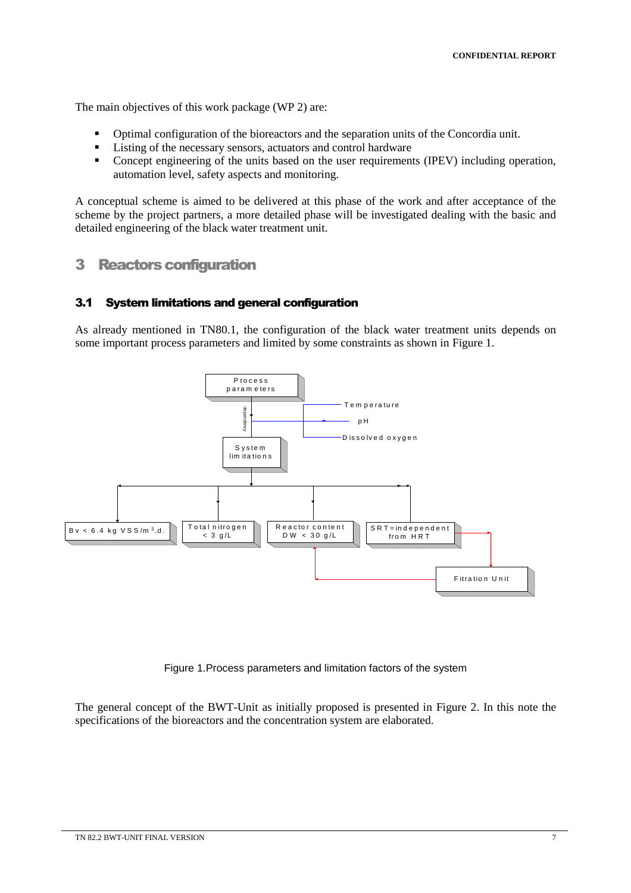The main objectives of this work package (WP 2) are:

- Optimal configuration of the bioreactors and the separation units of the Concordia unit.
- Listing of the necessary sensors, actuators and control hardware
- Concept engineering of the units based on the user requirements (IPEV) including operation, automation level, safety aspects and monitoring.

A conceptual scheme is aimed to be delivered at this phase of the work and after acceptance of the scheme by the project partners, a more detailed phase will be investigated dealing with the basic and detailed engineering of the black water treatment unit.

# 3 Reactors configuration

## 3.1 System limitations and general configuration

As already mentioned in TN80.1, the configuration of the black water treatment units depends on some important process parameters and limited by some constraints as shown in Figure 1.

Process parameters

dependency

Temperature

pH

Dissolved oxygen

System limitations

Bv < 6.4 kg VSS/m³.d.

Total nitrogen < 3 g/L

Reactor content DW < 30 g/L

SRT=independent from HRT

Fitration Unit

Figure 1.Process parameters and limitation factors of the system

The general concept of the BWT-Unit as initially proposed is presented in Figure 2. In this note the specifications of the bioreactors and the concentration system are elaborated.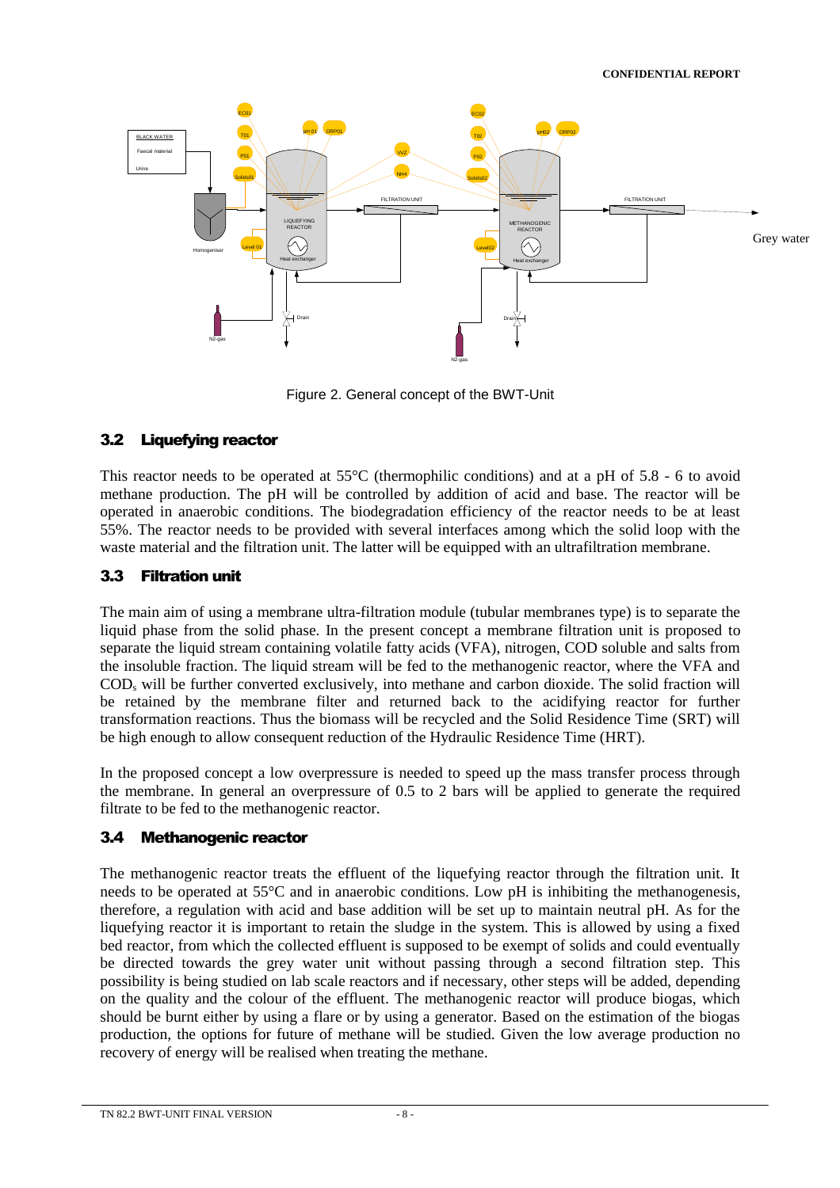Grey water

Figure 2. General concept of the BWT-Unit

## 3.2 Liquefying reactor

This reactor needs to be operated at 55°C (thermophilic conditions) and at a pH of 5.8 - 6 to avoid methane production. The pH will be controlled by addition of acid and base. The reactor will be operated in anaerobic conditions. The biodegradation efficiency of the reactor needs to be at least 55%. The reactor needs to be provided with several interfaces among which the solid loop with the waste material and the filtration unit. The latter will be equipped with an ultrafiltration membrane.

## 3.3 Filtration unit

The main aim of using a membrane ultra-filtration module (tubular membranes type) is to separate the liquid phase from the solid phase. In the present concept a membrane filtration unit is proposed to separate the liquid stream containing volatile fatty acids (VFA), nitrogen, COD soluble and salts from the insoluble fraction. The liquid stream will be fed to the methanogenic reactor, where the VFA and $COD_s$ will be further converted exclusively, into methane and carbon dioxide. The solid fraction will be retained by the membrane filter and returned back to the acidifying reactor for further transformation reactions. Thus the biomass will be recycled and the Solid Residence Time (SRT) will be high enough to allow consequent reduction of the Hydraulic Residence Time (HRT).

In the proposed concept a low overpressure is needed to speed up the mass transfer process through the membrane. In general an overpressure of 0.5 to 2 bars will be applied to generate the required filtrate to be fed to the methanogenic reactor.

## 3.4 Methanogenic reactor

The methanogenic reactor treats the effluent of the liquefying reactor through the filtration unit. It needs to be operated at 55°C and in anaerobic conditions. Low pH is inhibiting the methanogenesis, therefore, a regulation with acid and base addition will be set up to maintain neutral pH. As for the liquefying reactor it is important to retain the sludge in the system. This is allowed by using a fixed bed reactor, from which the collected effluent is supposed to be exempt of solids and could eventually be directed towards the grey water unit without passing through a second filtration step. This possibility is being studied on lab scale reactors and if necessary, other steps will be added, depending on the quality and the colour of the effluent. The methanogenic reactor will produce biogas, which should be burnt either by using a flare or by using a generator. Based on the estimation of the biogas production, the options for future of methane will be studied. Given the low average production no recovery of energy will be realised when treating the methane.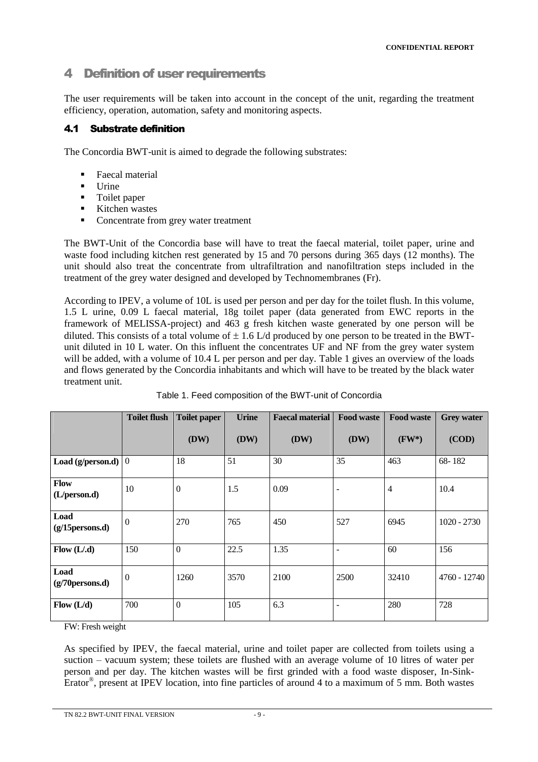## 4 Definition of user requirements

The user requirements will be taken into account in the concept of the unit, regarding the treatment efficiency, operation, automation, safety and monitoring aspects.

### 4.1 Substrate definition

The Concordia BWT-unit is aimed to degrade the following substrates:

- Faecal material
- Urine
- Toilet paper
- Kitchen wastes
- Concentrate from grey water treatment

The BWT-Unit of the Concordia base will have to treat the faecal material, toilet paper, urine and waste food including kitchen rest generated by 15 and 70 persons during 365 days (12 months). The unit should also treat the concentrate from ultrafiltration and nanofiltration steps included in the treatment of the grey water designed and developed by Technomembranes (Fr).

According to IPEV, a volume of 10L is used per person and per day for the toilet flush. In this volume, 1.5 L urine, 0.09 L faecal material, 18g toilet paper (data generated from EWC reports in the framework of MELISSA-project) and 463 g fresh kitchen waste generated by one person will be diluted. This consists of a total volume of ± 1.6 L/d produced by one person to be treated in the BWT-unit diluted in 10 L water. On this influent the concentrates UF and NF from the grey water system will be added, with a volume of 10.4 L per person and per day. Table 1 gives an overview of the loads and flows generated by the Concordia inhabitants and which will have to be treated by the black water treatment unit.

Table 1. Feed composition of the BWT-unit of Concordia

| | Toilet flush | Toilet paper (DW) | Urine (DW) | Faecal material (DW) | Food waste (DW) | Food waste (FW*) | Grey water (COD) |
|---|---|---|---|---|---|---|---|
| **Load (g/person.d)** | 0 | 18 | 51 | 30 | 35 | 463 | 68- 182 |
| **Flow (L/person.d)** | 10 | 0 | 1.5 | 0.09 | - | 4 | 10.4 |
| **Load (g/15persons.d)** | 0 | 270 | 765 | 450 | 527 | 6945 | 1020 - 2730 |
| **Flow (L/.d)** | 150 | 0 | 22.5 | 1.35 | - | 60 | 156 |
| **Load (g/70persons.d)** | 0 | 1260 | 3570 | 2100 | 2500 | 32410 | 4760 - 12740 |
| **Flow (L/d)** | 700 | 0 | 105 | 6.3 | - | 280 | 728 |

FW: Fresh weight

As specified by IPEV, the faecal material, urine and toilet paper are collected from toilets using a suction – vacuum system; these toilets are flushed with an average volume of 10 litres of water per person and per day. The kitchen wastes will be first grinded with a food waste disposer, In-Sink-Erator®, present at IPEV location, into fine particles of around 4 to a maximum of 5 mm. Both wastes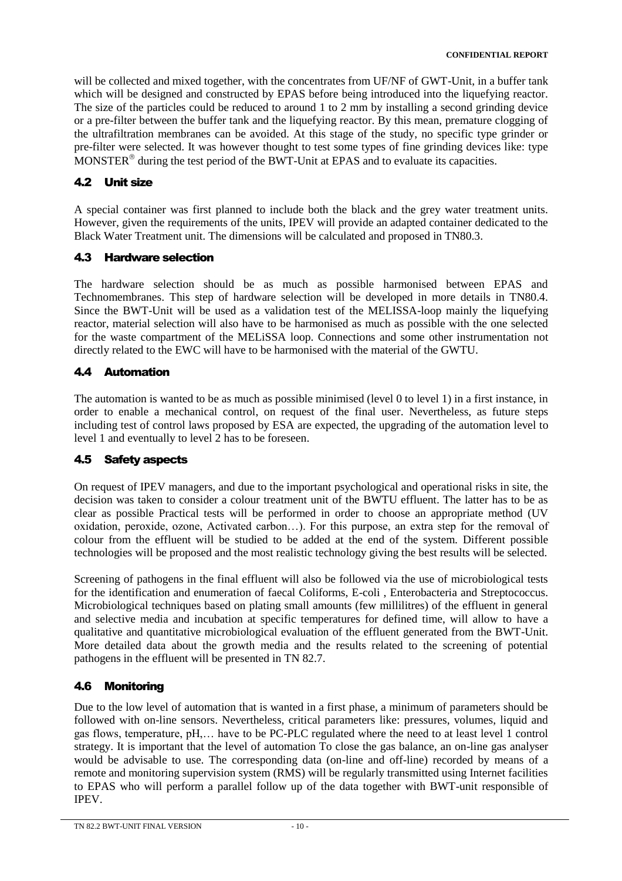will be collected and mixed together, with the concentrates from UF/NF of GWT-Unit, in a buffer tank which will be designed and constructed by EPAS before being introduced into the liquefying reactor. The size of the particles could be reduced to around 1 to 2 mm by installing a second grinding device or a pre-filter between the buffer tank and the liquefying reactor. By this mean, premature clogging of the ultrafiltration membranes can be avoided. At this stage of the study, no specific type grinder or pre-filter were selected. It was however thought to test some types of fine grinding devices like: type MONSTER® during the test period of the BWT-Unit at EPAS and to evaluate its capacities.

## 4.2 Unit size

A special container was first planned to include both the black and the grey water treatment units. However, given the requirements of the units, IPEV will provide an adapted container dedicated to the Black Water Treatment unit. The dimensions will be calculated and proposed in TN80.3.

## 4.3 Hardware selection

The hardware selection should be as much as possible harmonised between EPAS and Technomembranes. This step of hardware selection will be developed in more details in TN80.4. Since the BWT-Unit will be used as a validation test of the MELISSA-loop mainly the liquefying reactor, material selection will also have to be harmonised as much as possible with the one selected for the waste compartment of the MELiSSA loop. Connections and some other instrumentation not directly related to the EWC will have to be harmonised with the material of the GWTU.

## 4.4 Automation

The automation is wanted to be as much as possible minimised (level 0 to level 1) in a first instance, in order to enable a mechanical control, on request of the final user. Nevertheless, as future steps including test of control laws proposed by ESA are expected, the upgrading of the automation level to level 1 and eventually to level 2 has to be foreseen.

## 4.5 Safety aspects

On request of IPEV managers, and due to the important psychological and operational risks in site, the decision was taken to consider a colour treatment unit of the BWTU effluent. The latter has to be as clear as possible Practical tests will be performed in order to choose an appropriate method (UV oxidation, peroxide, ozone, Activated carbon…). For this purpose, an extra step for the removal of colour from the effluent will be studied to be added at the end of the system. Different possible technologies will be proposed and the most realistic technology giving the best results will be selected.

Screening of pathogens in the final effluent will also be followed via the use of microbiological tests for the identification and enumeration of faecal Coliforms, E-coli , Enterobacteria and Streptococcus. Microbiological techniques based on plating small amounts (few millilitres) of the effluent in general and selective media and incubation at specific temperatures for defined time, will allow to have a qualitative and quantitative microbiological evaluation of the effluent generated from the BWT-Unit. More detailed data about the growth media and the results related to the screening of potential pathogens in the effluent will be presented in TN 82.7.

## 4.6 Monitoring

Due to the low level of automation that is wanted in a first phase, a minimum of parameters should be followed with on-line sensors. Nevertheless, critical parameters like: pressures, volumes, liquid and gas flows, temperature, pH,… have to be PC-PLC regulated where the need to at least level 1 control strategy. It is important that the level of automation To close the gas balance, an on-line gas analyser would be advisable to use. The corresponding data (on-line and off-line) recorded by means of a remote and monitoring supervision system (RMS) will be regularly transmitted using Internet facilities to EPAS who will perform a parallel follow up of the data together with BWT-unit responsible of IPEV.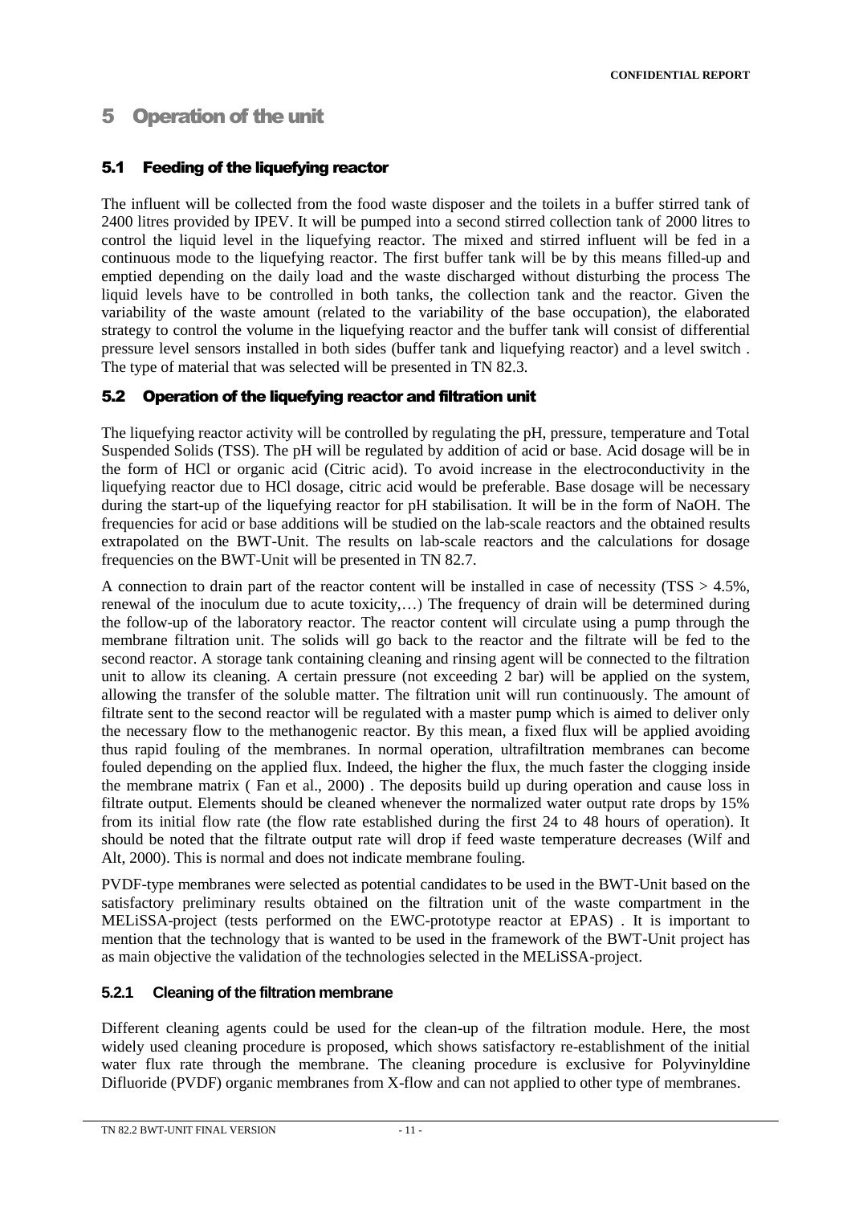# 5 Operation of the unit

## 5.1 Feeding of the liquefying reactor

The influent will be collected from the food waste disposer and the toilets in a buffer stirred tank of 2400 litres provided by IPEV. It will be pumped into a second stirred collection tank of 2000 litres to control the liquid level in the liquefying reactor. The mixed and stirred influent will be fed in a continuous mode to the liquefying reactor. The first buffer tank will be by this means filled-up and emptied depending on the daily load and the waste discharged without disturbing the process The liquid levels have to be controlled in both tanks, the collection tank and the reactor. Given the variability of the waste amount (related to the variability of the base occupation), the elaborated strategy to control the volume in the liquefying reactor and the buffer tank will consist of differential pressure level sensors installed in both sides (buffer tank and liquefying reactor) and a level switch . The type of material that was selected will be presented in TN 82.3.

## 5.2 Operation of the liquefying reactor and filtration unit

The liquefying reactor activity will be controlled by regulating the pH, pressure, temperature and Total Suspended Solids (TSS). The pH will be regulated by addition of acid or base. Acid dosage will be in the form of HCl or organic acid (Citric acid). To avoid increase in the electroconductivity in the liquefying reactor due to HCl dosage, citric acid would be preferable. Base dosage will be necessary during the start-up of the liquefying reactor for pH stabilisation. It will be in the form of NaOH. The frequencies for acid or base additions will be studied on the lab-scale reactors and the obtained results extrapolated on the BWT-Unit. The results on lab-scale reactors and the calculations for dosage frequencies on the BWT-Unit will be presented in TN 82.7.

A connection to drain part of the reactor content will be installed in case of necessity (TSS > 4.5%, renewal of the inoculum due to acute toxicity,…) The frequency of drain will be determined during the follow-up of the laboratory reactor. The reactor content will circulate using a pump through the membrane filtration unit. The solids will go back to the reactor and the filtrate will be fed to the second reactor. A storage tank containing cleaning and rinsing agent will be connected to the filtration unit to allow its cleaning. A certain pressure (not exceeding 2 bar) will be applied on the system, allowing the transfer of the soluble matter. The filtration unit will run continuously. The amount of filtrate sent to the second reactor will be regulated with a master pump which is aimed to deliver only the necessary flow to the methanogenic reactor. By this mean, a fixed flux will be applied avoiding thus rapid fouling of the membranes. In normal operation, ultrafiltration membranes can become fouled depending on the applied flux. Indeed, the higher the flux, the much faster the clogging inside the membrane matrix ( Fan et al., 2000) . The deposits build up during operation and cause loss in filtrate output. Elements should be cleaned whenever the normalized water output rate drops by 15% from its initial flow rate (the flow rate established during the first 24 to 48 hours of operation). It should be noted that the filtrate output rate will drop if feed waste temperature decreases (Wilf and Alt, 2000). This is normal and does not indicate membrane fouling.

PVDF-type membranes were selected as potential candidates to be used in the BWT-Unit based on the satisfactory preliminary results obtained on the filtration unit of the waste compartment in the MELiSSA-project (tests performed on the EWC-prototype reactor at EPAS) . It is important to mention that the technology that is wanted to be used in the framework of the BWT-Unit project has as main objective the validation of the technologies selected in the MELiSSA-project.

### 5.2.1 Cleaning of the filtration membrane

Different cleaning agents could be used for the clean-up of the filtration module. Here, the most widely used cleaning procedure is proposed, which shows satisfactory re-establishment of the initial water flux rate through the membrane. The cleaning procedure is exclusive for Polyvinyldine Difluoride (PVDF) organic membranes from X-flow and can not applied to other type of membranes.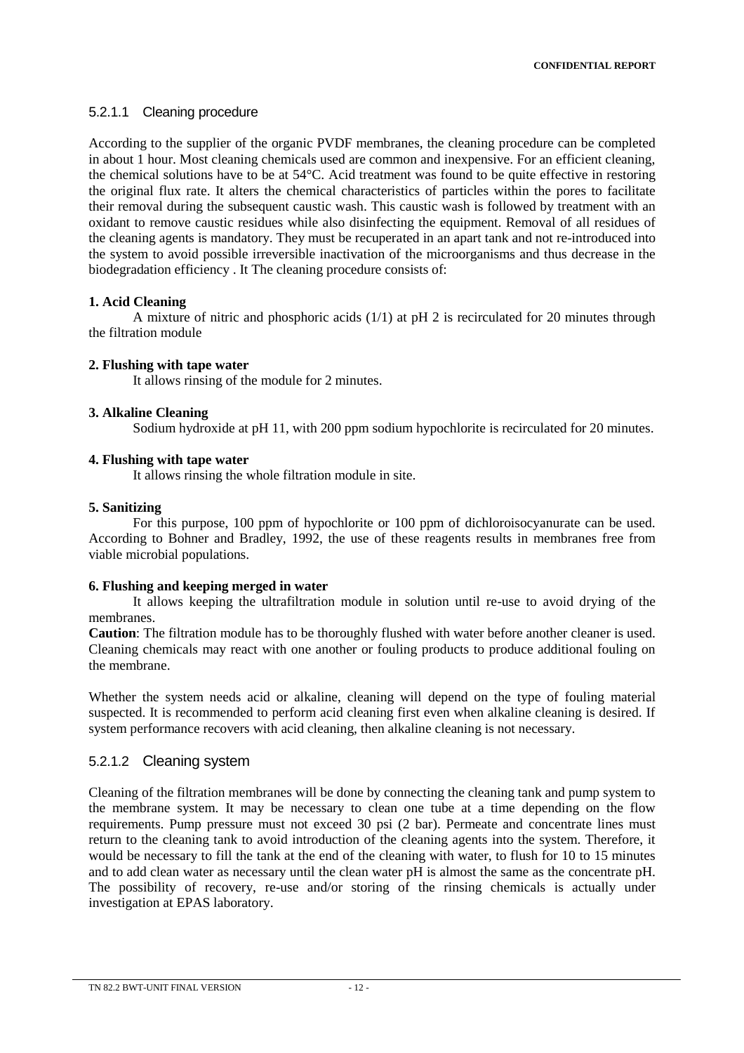#### 5.2.1.1 Cleaning procedure

According to the supplier of the organic PVDF membranes, the cleaning procedure can be completed in about 1 hour. Most cleaning chemicals used are common and inexpensive. For an efficient cleaning, the chemical solutions have to be at 54°C. Acid treatment was found to be quite effective in restoring the original flux rate. It alters the chemical characteristics of particles within the pores to facilitate their removal during the subsequent caustic wash. This caustic wash is followed by treatment with an oxidant to remove caustic residues while also disinfecting the equipment. Removal of all residues of the cleaning agents is mandatory. They must be recuperated in an apart tank and not re-introduced into the system to avoid possible irreversible inactivation of the microorganisms and thus decrease in the biodegradation efficiency . It The cleaning procedure consists of:

**1. Acid Cleaning**

A mixture of nitric and phosphoric acids (1/1) at pH 2 is recirculated for 20 minutes through the filtration module

**2. Flushing with tape water**

It allows rinsing of the module for 2 minutes.

**3. Alkaline Cleaning**

Sodium hydroxide at pH 11, with 200 ppm sodium hypochlorite is recirculated for 20 minutes.

**4. Flushing with tape water**

It allows rinsing the whole filtration module in site.

**5. Sanitizing**

For this purpose, 100 ppm of hypochlorite or 100 ppm of dichloroisocyanurate can be used. According to Bohner and Bradley, 1992, the use of these reagents results in membranes free from viable microbial populations.

**6. Flushing and keeping merged in water**

It allows keeping the ultrafiltration module in solution until re-use to avoid drying of the membranes.

**Caution**: The filtration module has to be thoroughly flushed with water before another cleaner is used. Cleaning chemicals may react with one another or fouling products to produce additional fouling on the membrane.

Whether the system needs acid or alkaline, cleaning will depend on the type of fouling material suspected. It is recommended to perform acid cleaning first even when alkaline cleaning is desired. If system performance recovers with acid cleaning, then alkaline cleaning is not necessary.

#### 5.2.1.2 Cleaning system

Cleaning of the filtration membranes will be done by connecting the cleaning tank and pump system to the membrane system. It may be necessary to clean one tube at a time depending on the flow requirements. Pump pressure must not exceed 30 psi (2 bar). Permeate and concentrate lines must return to the cleaning tank to avoid introduction of the cleaning agents into the system. Therefore, it would be necessary to fill the tank at the end of the cleaning with water, to flush for 10 to 15 minutes and to add clean water as necessary until the clean water pH is almost the same as the concentrate pH. The possibility of recovery, re-use and/or storing of the rinsing chemicals is actually under investigation at EPAS laboratory.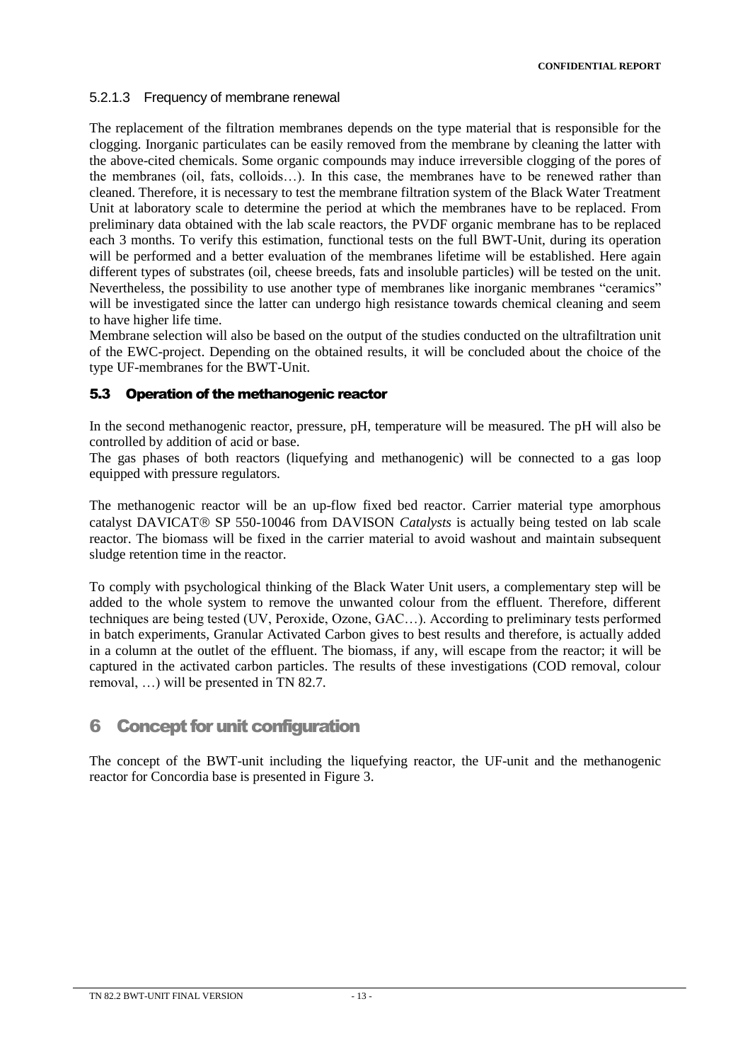#### 5.2.1.3 Frequency of membrane renewal

The replacement of the filtration membranes depends on the type material that is responsible for the clogging. Inorganic particulates can be easily removed from the membrane by cleaning the latter with the above-cited chemicals. Some organic compounds may induce irreversible clogging of the pores of the membranes (oil, fats, colloids…). In this case, the membranes have to be renewed rather than cleaned. Therefore, it is necessary to test the membrane filtration system of the Black Water Treatment Unit at laboratory scale to determine the period at which the membranes have to be replaced. From preliminary data obtained with the lab scale reactors, the PVDF organic membrane has to be replaced each 3 months. To verify this estimation, functional tests on the full BWT-Unit, during its operation will be performed and a better evaluation of the membranes lifetime will be established. Here again different types of substrates (oil, cheese breeds, fats and insoluble particles) will be tested on the unit. Nevertheless, the possibility to use another type of membranes like inorganic membranes "ceramics" will be investigated since the latter can undergo high resistance towards chemical cleaning and seem to have higher life time.

Membrane selection will also be based on the output of the studies conducted on the ultrafiltration unit of the EWC-project. Depending on the obtained results, it will be concluded about the choice of the type UF-membranes for the BWT-Unit.

### 5.3 Operation of the methanogenic reactor

In the second methanogenic reactor, pressure, pH, temperature will be measured. The pH will also be controlled by addition of acid or base.

The gas phases of both reactors (liquefying and methanogenic) will be connected to a gas loop equipped with pressure regulators.

The methanogenic reactor will be an up-flow fixed bed reactor. Carrier material type amorphous catalyst DAVICAT® SP 550-10046 from DAVISON *Catalysts* is actually being tested on lab scale reactor. The biomass will be fixed in the carrier material to avoid washout and maintain subsequent sludge retention time in the reactor.

To comply with psychological thinking of the Black Water Unit users, a complementary step will be added to the whole system to remove the unwanted colour from the effluent. Therefore, different techniques are being tested (UV, Peroxide, Ozone, GAC…). According to preliminary tests performed in batch experiments, Granular Activated Carbon gives to best results and therefore, is actually added in a column at the outlet of the effluent. The biomass, if any, will escape from the reactor; it will be captured in the activated carbon particles. The results of these investigations (COD removal, colour removal, …) will be presented in TN 82.7.

# 6 Concept for unit configuration

The concept of the BWT-unit including the liquefying reactor, the UF-unit and the methanogenic reactor for Concordia base is presented in Figure 3.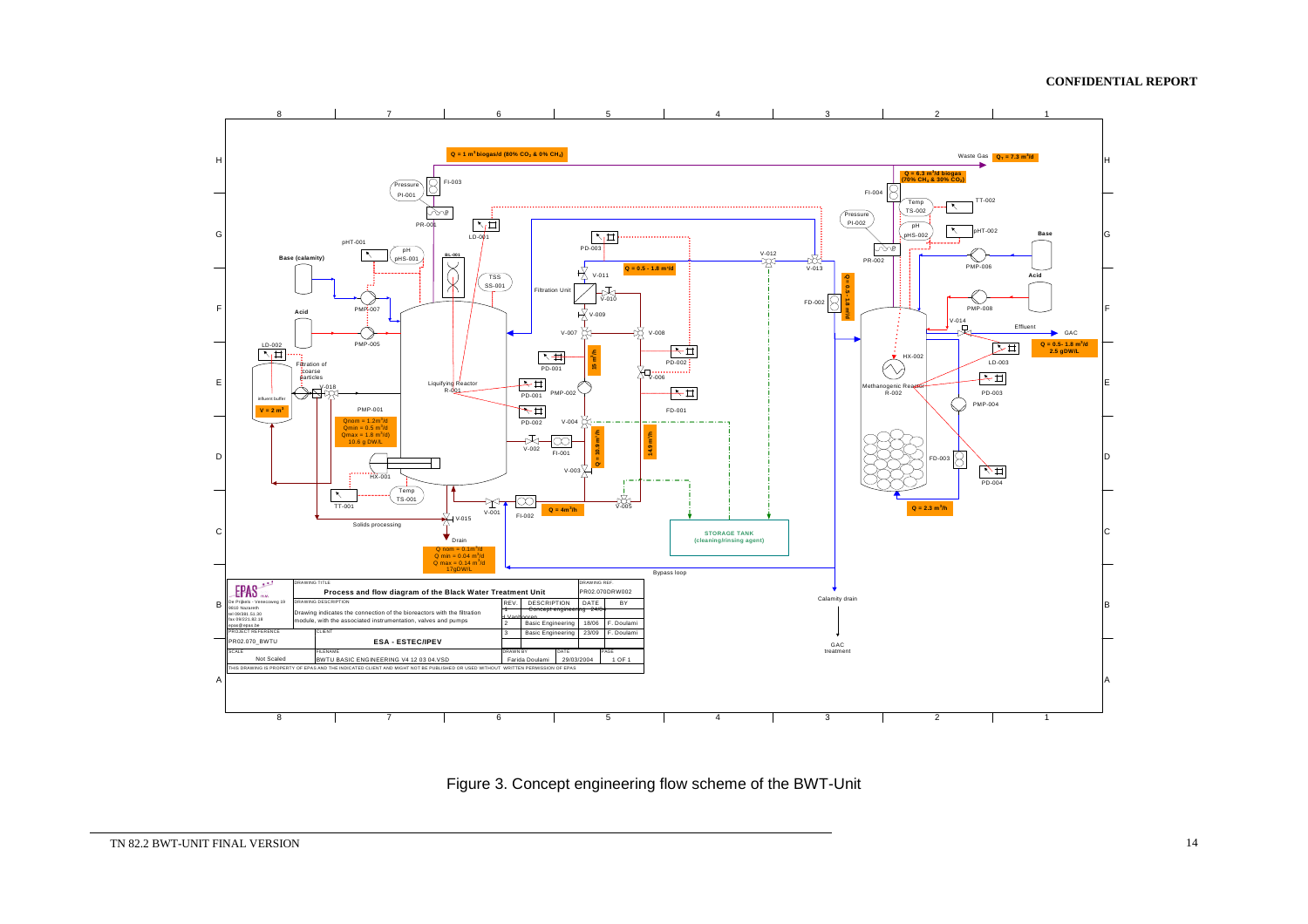CONFIDENTIAL REPORT

Figure 3. Concept engineering flow scheme of the BWT-Unit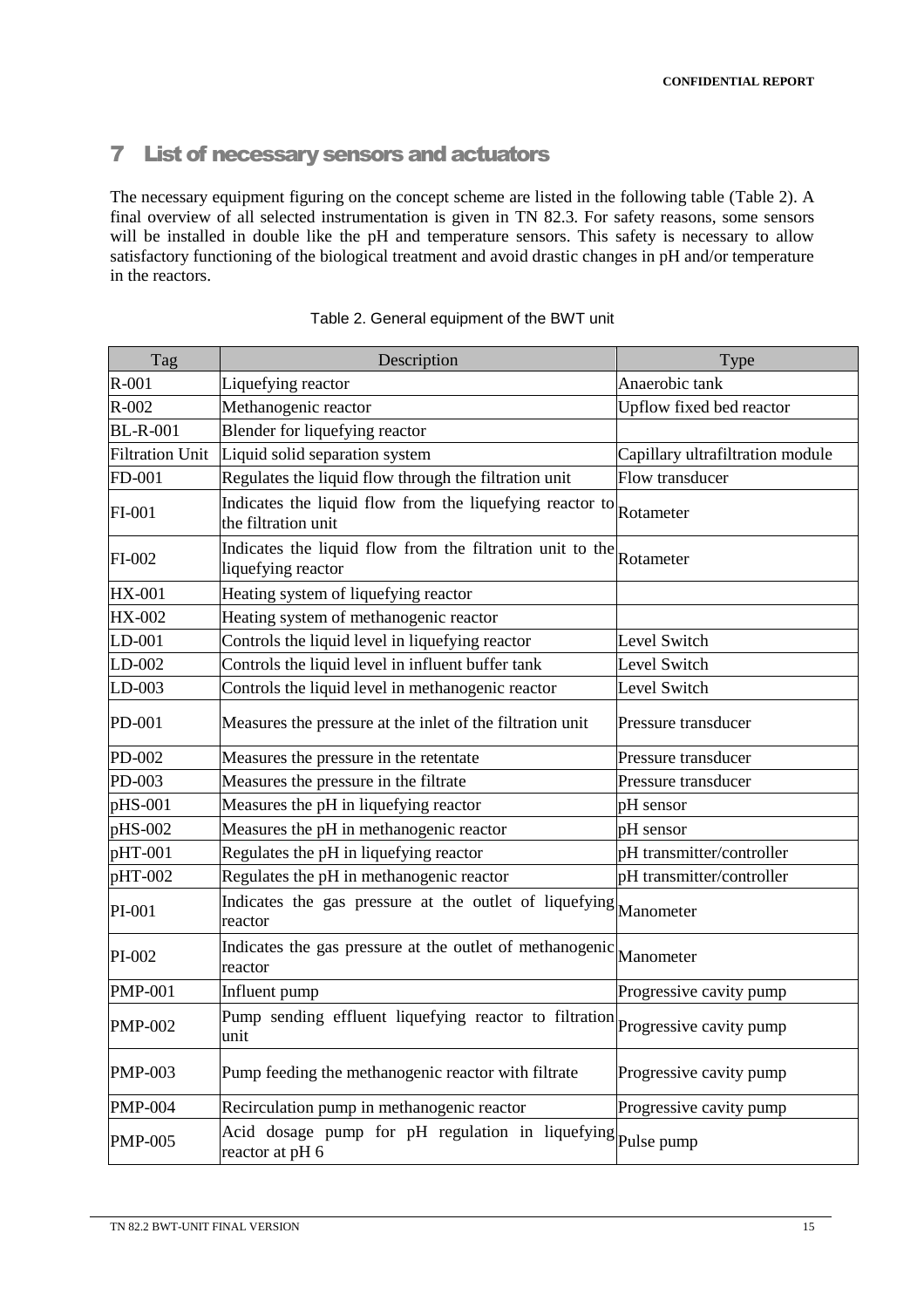# 7 List of necessary sensors and actuators

The necessary equipment figuring on the concept scheme are listed in the following table (Table 2). A final overview of all selected instrumentation is given in TN 82.3. For safety reasons, some sensors will be installed in double like the pH and temperature sensors. This safety is necessary to allow satisfactory functioning of the biological treatment and avoid drastic changes in pH and/or temperature in the reactors.

Table 2. General equipment of the BWT unit

| Tag | Description | Type |
|---|---|---|
| R-001 | Liquefying reactor | Anaerobic tank |
| R-002 | Methanogenic reactor | Upflow fixed bed reactor |
| BL-R-001 | Blender for liquefying reactor | |
| Filtration Unit | Liquid solid separation system | Capillary ultrafiltration module |
| FD-001 | Regulates the liquid flow through the filtration unit | Flow transducer |
| FI-001 | Indicates the liquid flow from the liquefying reactor to the filtration unit | Rotameter |
| FI-002 | Indicates the liquid flow from the filtration unit to the liquefying reactor | Rotameter |
| HX-001 | Heating system of liquefying reactor | |
| HX-002 | Heating system of methanogenic reactor | |
| LD-001 | Controls the liquid level in liquefying reactor | Level Switch |
| LD-002 | Controls the liquid level in influent buffer tank | Level Switch |
| LD-003 | Controls the liquid level in methanogenic reactor | Level Switch |
| PD-001 | Measures the pressure at the inlet of the filtration unit | Pressure transducer |
| PD-002 | Measures the pressure in the retentate | Pressure transducer |
| PD-003 | Measures the pressure in the filtrate | Pressure transducer |
| pHS-001 | Measures the pH in liquefying reactor | pH sensor |
| pHS-002 | Measures the pH in methanogenic reactor | pH sensor |
| pHT-001 | Regulates the pH in liquefying reactor | pH transmitter/controller |
| pHT-002 | Regulates the pH in methanogenic reactor | pH transmitter/controller |
| PI-001 | Indicates the gas pressure at the outlet of liquefying reactor | Manometer |
| PI-002 | Indicates the gas pressure at the outlet of methanogenic reactor | Manometer |
| PMP-001 | Influent pump | Progressive cavity pump |
| PMP-002 | Pump sending effluent liquefying reactor to filtration unit | Progressive cavity pump |
| PMP-003 | Pump feeding the methanogenic reactor with filtrate | Progressive cavity pump |
| PMP-004 | Recirculation pump in methanogenic reactor | Progressive cavity pump |
| PMP-005 | Acid dosage pump for pH regulation in liquefying reactor at pH 6 | Pulse pump |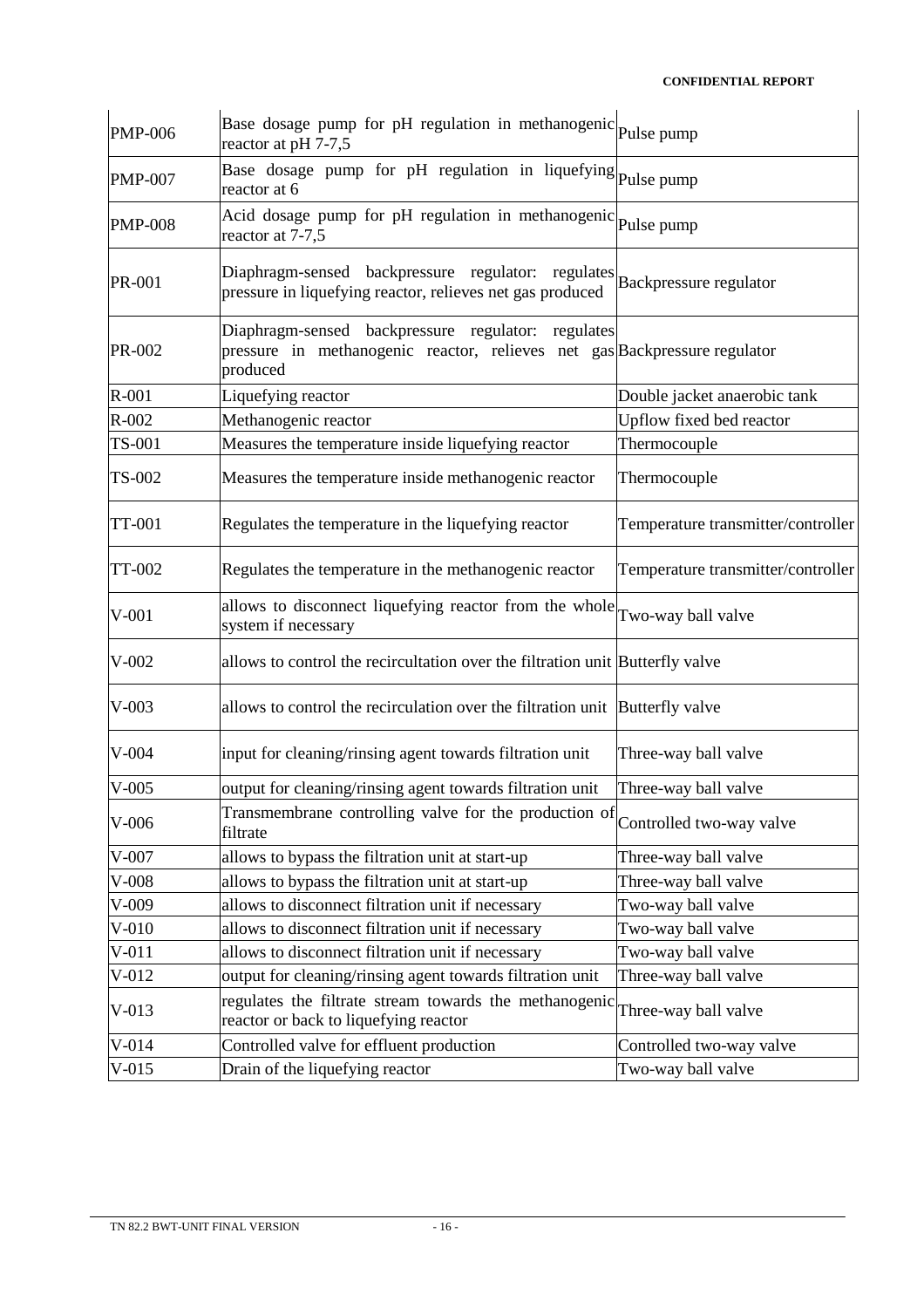| | | |
|---|---|---|
| PMP-006 | Base dosage pump for pH regulation in methanogenic reactor at pH 7-7,5 | Pulse pump |
| PMP-007 | Base dosage pump for pH regulation in liquefying reactor at 6 | Pulse pump |
| PMP-008 | Acid dosage pump for pH regulation in methanogenic reactor at 7-7,5 | Pulse pump |
| PR-001 | Diaphragm-sensed backpressure regulator: regulates pressure in liquefying reactor, relieves net gas produced | Backpressure regulator |
| PR-002 | Diaphragm-sensed backpressure regulator: regulates pressure in methanogenic reactor, relieves net gas produced | Backpressure regulator |
| R-001 | Liquefying reactor | Double jacket anaerobic tank |
| R-002 | Methanogenic reactor | Upflow fixed bed reactor |
| TS-001 | Measures the temperature inside liquefying reactor | Thermocouple |
| TS-002 | Measures the temperature inside methanogenic reactor | Thermocouple |
| TT-001 | Regulates the temperature in the liquefying reactor | Temperature transmitter/controller |
| TT-002 | Regulates the temperature in the methanogenic reactor | Temperature transmitter/controller |
| V-001 | allows to disconnect liquefying reactor from the whole system if necessary | Two-way ball valve |
| V-002 | allows to control the recircultation over the filtration unit | Butterfly valve |
| V-003 | allows to control the recirculation over the filtration unit | Butterfly valve |
| V-004 | input for cleaning/rinsing agent towards filtration unit | Three-way ball valve |
| V-005 | output for cleaning/rinsing agent towards filtration unit | Three-way ball valve |
| V-006 | Transmembrane controlling valve for the production of filtrate | Controlled two-way valve |
| V-007 | allows to bypass the filtration unit at start-up | Three-way ball valve |
| V-008 | allows to bypass the filtration unit at start-up | Three-way ball valve |
| V-009 | allows to disconnect filtration unit if necessary | Two-way ball valve |
| V-010 | allows to disconnect filtration unit if necessary | Two-way ball valve |
| V-011 | allows to disconnect filtration unit if necessary | Two-way ball valve |
| V-012 | output for cleaning/rinsing agent towards filtration unit | Three-way ball valve |
| V-013 | regulates the filtrate stream towards the methanogenic reactor or back to liquefying reactor | Three-way ball valve |
| V-014 | Controlled valve for effluent production | Controlled two-way valve |
| V-015 | Drain of the liquefying reactor | Two-way ball valve |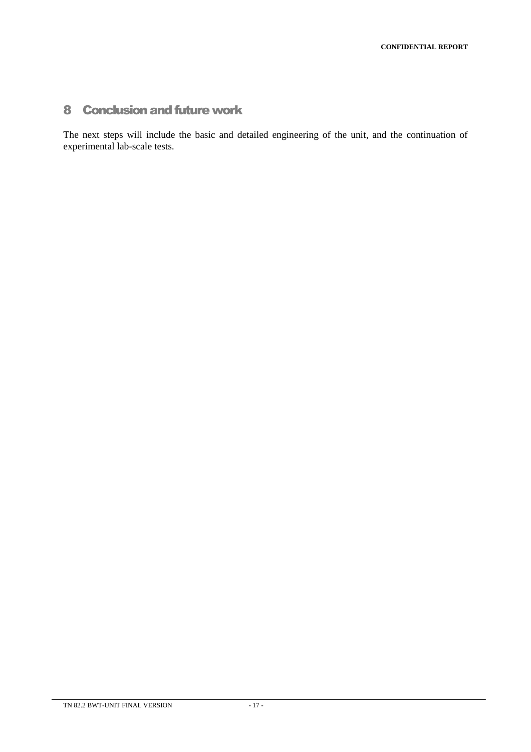# 8 Conclusion and future work

The next steps will include the basic and detailed engineering of the unit, and the continuation of experimental lab-scale tests.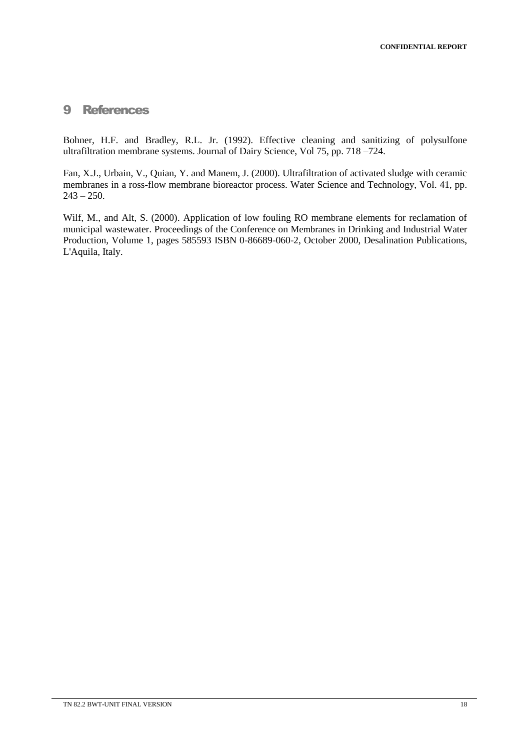# 9 References

Bohner, H.F. and Bradley, R.L. Jr. (1992). Effective cleaning and sanitizing of polysulfone ultrafiltration membrane systems. Journal of Dairy Science, Vol 75, pp. 718 –724.

Fan, X.J., Urbain, V., Quian, Y. and Manem, J. (2000). Ultrafiltration of activated sludge with ceramic membranes in a ross-flow membrane bioreactor process. Water Science and Technology, Vol. 41, pp. 243 – 250.

Wilf, M., and Alt, S. (2000). Application of low fouling RO membrane elements for reclamation of municipal wastewater. Proceedings of the Conference on Membranes in Drinking and Industrial Water Production, Volume 1, pages 585593 ISBN 0-86689-060-2, October 2000, Desalination Publications, L'Aquila, Italy.